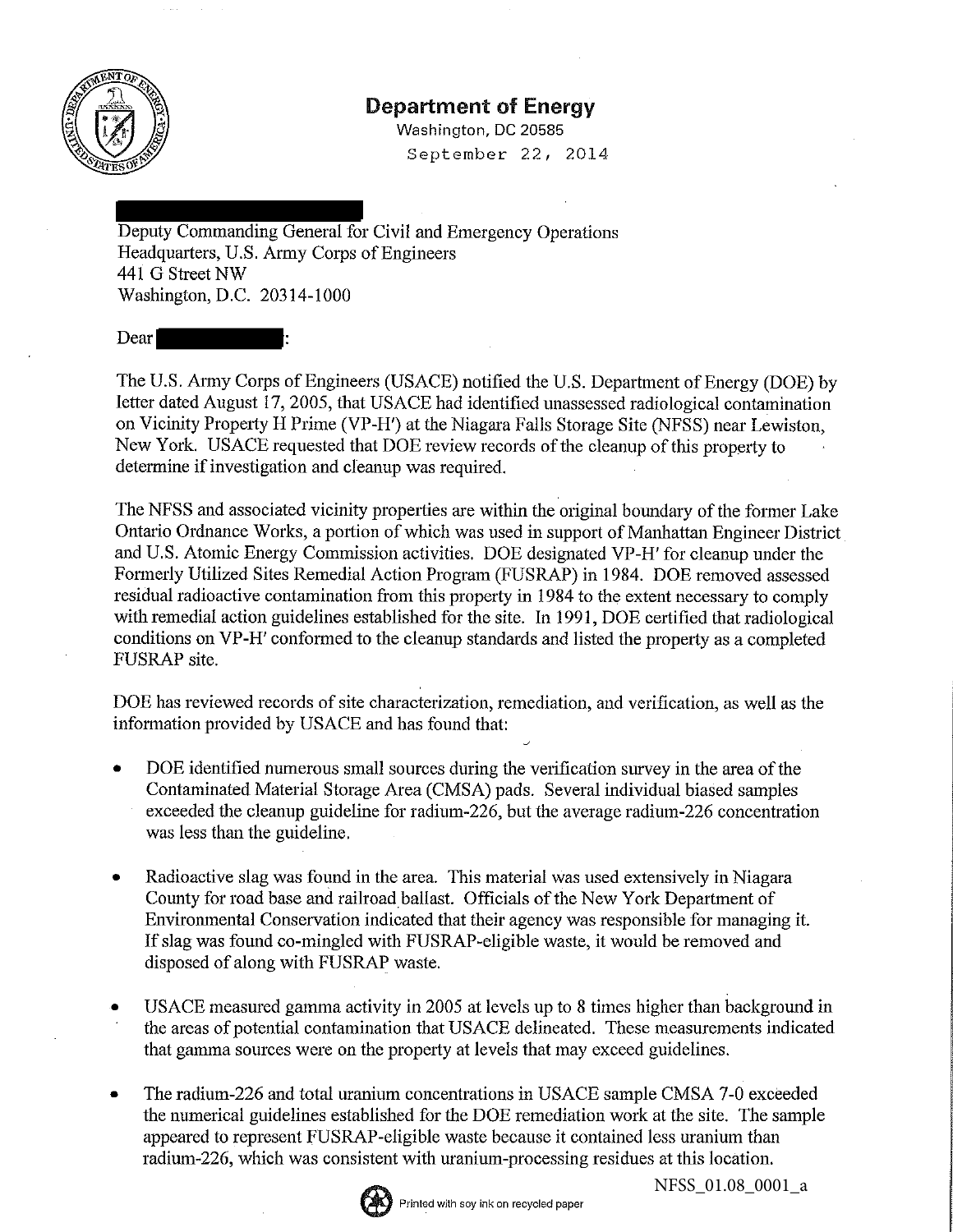# Department of Energy

Washington, DC 20585

September 22, 2014

Deputy Commanding General for Civil and Emergency Operations
Headquarters, U.S. Army Corps of Engineers
441 G Street NW
Washington, D.C. 20314-1000

Dear :

The U.S. Army Corps of Engineers (USACE) notified the U.S. Department of Energy (DOE) by letter dated August 17, 2005, that USACE had identified unassessed radiological contamination on Vicinity Property H Prime (VP-H') at the Niagara Falls Storage Site (NFSS) near Lewiston, New York. USACE requested that DOE review records of the cleanup of this property to determine if investigation and cleanup was required.

The NFSS and associated vicinity properties are within the original boundary of the former Lake Ontario Ordnance Works, a portion of which was used in support of Manhattan Engineer District and U.S. Atomic Energy Commission activities. DOE designated VP-H' for cleanup under the Formerly Utilized Sites Remedial Action Program (FUSRAP) in 1984. DOE removed assessed residual radioactive contamination from this property in 1984 to the extent necessary to comply with remedial action guidelines established for the site. In 1991, DOE certified that radiological conditions on VP-H' conformed to the cleanup standards and listed the property as a completed FUSRAP site.

DOE has reviewed records of site characterization, remediation, and verification, as well as the information provided by USACE and has found that:

- DOE identified numerous small sources during the verification survey in the area of the Contaminated Material Storage Area (CMSA) pads. Several individual biased samples exceeded the cleanup guideline for radium-226, but the average radium-226 concentration was less than the guideline.
- Radioactive slag was found in the area. This material was used extensively in Niagara County for road base and railroad ballast. Officials of the New York Department of Environmental Conservation indicated that their agency was responsible for managing it. If slag was found co-mingled with FUSRAP-eligible waste, it would be removed and disposed of along with FUSRAP waste.
- USACE measured gamma activity in 2005 at levels up to 8 times higher than background in the areas of potential contamination that USACE delineated. These measurements indicated that gamma sources were on the property at levels that may exceed guidelines.
- The radium-226 and total uranium concentrations in USACE sample CMSA 7-0 exceeded the numerical guidelines established for the DOE remediation work at the site. The sample appeared to represent FUSRAP-eligible waste because it contained less uranium than radium-226, which was consistent with uranium-processing residues at this location.

NFSS_01.08_0001_a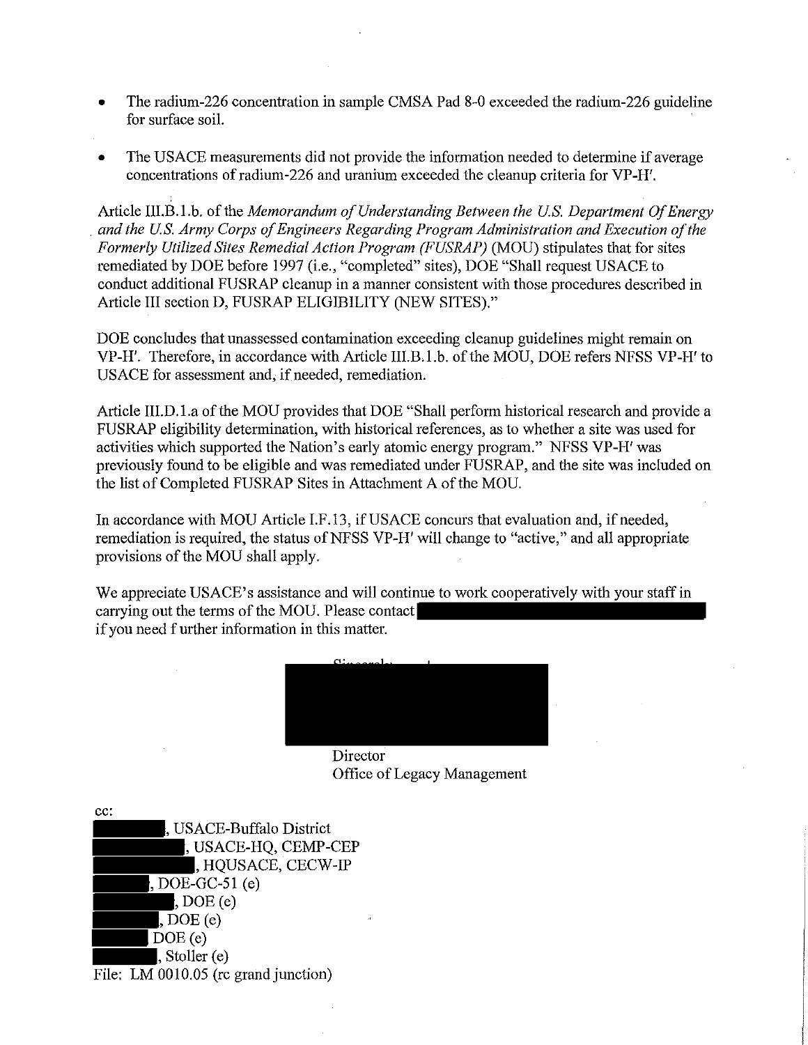- The radium-226 concentration in sample CMSA Pad 8-0 exceeded the radium-226 guideline for surface soil.
- The USACE measurements did not provide the information needed to determine if average concentrations of radium-226 and uranium exceeded the cleanup criteria for VP-H'.

Article III.B.1.b. of the *Memorandum of Understanding Between the U.S. Department Of Energy and the U.S. Army Corps of Engineers Regarding Program Administration and Execution of the Formerly Utilized Sites Remedial Action Program (FUSRAP)* (MOU) stipulates that for sites remediated by DOE before 1997 (i.e., "completed" sites), DOE "Shall request USACE to conduct additional FUSRAP cleanup in a manner consistent with those procedures described in Article III section D, FUSRAP ELIGIBILITY (NEW SITES)."

DOE concludes that unassessed contamination exceeding cleanup guidelines might remain on VP-H'. Therefore, in accordance with Article III.B.1.b. of the MOU, DOE refers NFSS VP-H' to USACE for assessment and, if needed, remediation.

Article III.D.1.a of the MOU provides that DOE "Shall perform historical research and provide a FUSRAP eligibility determination, with historical references, as to whether a site was used for activities which supported the Nation's early atomic energy program." NFSS VP-H' was previously found to be eligible and was remediated under FUSRAP, and the site was included on the list of Completed FUSRAP Sites in Attachment A of the MOU.

In accordance with MOU Article I.F.13, if USACE concurs that evaluation and, if needed, remediation is required, the status of NFSS VP-H' will change to "active," and all appropriate provisions of the MOU shall apply.

We appreciate USACE's assistance and will continue to work cooperatively with your staff in carrying out the terms of the MOU. Please contact [REDACTED] if you need further information in this matter.

Sincerely,

[REDACTED]

Director
Office of Legacy Management

cc:
[REDACTED], USACE-Buffalo District
[REDACTED], USACE-HQ, CEMP-CEP
[REDACTED], HQUSACE, CECW-IP
[REDACTED], DOE-GC-51 (e)
[REDACTED], DOE (e)
[REDACTED], DOE (e)
[REDACTED] DOE (e)
[REDACTED], Stoller (e)
File: LM 0010.05 (rc grand junction)